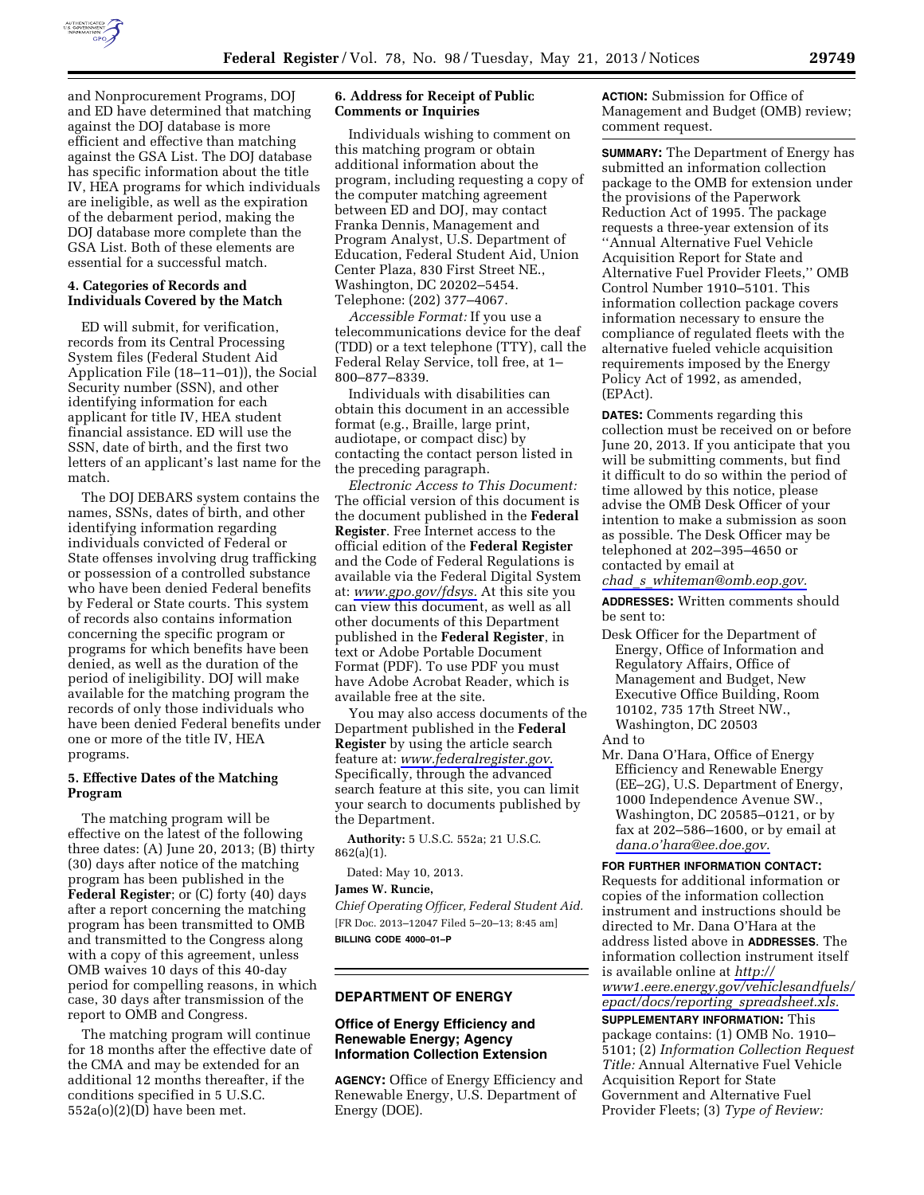and Nonprocurement Programs, DOJ and ED have determined that matching against the DOJ database is more efficient and effective than matching against the GSA List. The DOJ database has specific information about the title IV, HEA programs for which individuals are ineligible, as well as the expiration of the debarment period, making the DOJ database more complete than the GSA List. Both of these elements are essential for a successful match.

### 4. Categories of Records and Individuals Covered by the Match

ED will submit, for verification, records from its Central Processing System files (Federal Student Aid Application File (18–11–01)), the Social Security number (SSN), and other identifying information for each applicant for title IV, HEA student financial assistance. ED will use the SSN, date of birth, and the first two letters of an applicant's last name for the match.

The DOJ DEBARS system contains the names, SSNs, dates of birth, and other identifying information regarding individuals convicted of Federal or State offenses involving drug trafficking or possession of a controlled substance who have been denied Federal benefits by Federal or State courts. This system of records also contains information concerning the specific program or programs for which benefits have been denied, as well as the duration of the period of ineligibility. DOJ will make available for the matching program the records of only those individuals who have been denied Federal benefits under one or more of the title IV, HEA programs.

### 5. Effective Dates of the Matching Program

The matching program will be effective on the latest of the following three dates: (A) June 20, 2013; (B) thirty (30) days after notice of the matching program has been published in the **Federal Register**; or (C) forty (40) days after a report concerning the matching program has been transmitted to OMB and transmitted to the Congress along with a copy of this agreement, unless OMB waives 10 days of this 40-day period for compelling reasons, in which case, 30 days after transmission of the report to OMB and Congress.

The matching program will continue for 18 months after the effective date of the CMA and may be extended for an additional 12 months thereafter, if the conditions specified in 5 U.S.C. 552a(o)(2)(D) have been met.

### 6. Address for Receipt of Public Comments or Inquiries

Individuals wishing to comment on this matching program or obtain additional information about the program, including requesting a copy of the computer matching agreement between ED and DOJ, may contact Franka Dennis, Management and Program Analyst, U.S. Department of Education, Federal Student Aid, Union Center Plaza, 830 First Street NE., Washington, DC 20202–5454. Telephone: (202) 377–4067.

*Accessible Format:* If you use a telecommunications device for the deaf (TDD) or a text telephone (TTY), call the Federal Relay Service, toll free, at 1–800–877–8339.

Individuals with disabilities can obtain this document in an accessible format (e.g., Braille, large print, audiotape, or compact disc) by contacting the contact person listed in the preceding paragraph.

*Electronic Access to This Document:* The official version of this document is the document published in the **Federal Register**. Free Internet access to the official edition of the **Federal Register** and the Code of Federal Regulations is available via the Federal Digital System at: *www.gpo.gov/fdsys.* At this site you can view this document, as well as all other documents of this Department published in the **Federal Register**, in text or Adobe Portable Document Format (PDF). To use PDF you must have Adobe Acrobat Reader, which is available free at the site.

You may also access documents of the Department published in the **Federal Register** by using the article search feature at: *www.federalregister.gov.* Specifically, through the advanced search feature at this site, you can limit your search to documents published by the Department.

**Authority:** 5 U.S.C. 552a; 21 U.S.C. 862(a)(1).

Dated: May 10, 2013.

**James W. Runcie,**

*Chief Operating Officer, Federal Student Aid.*

[FR Doc. 2013–12047 Filed 5–20–13; 8:45 am]

**BILLING CODE 4000–01–P**

## DEPARTMENT OF ENERGY

### Office of Energy Efficiency and Renewable Energy; Agency Information Collection Extension

**AGENCY:** Office of Energy Efficiency and Renewable Energy, U.S. Department of Energy (DOE).

**ACTION:** Submission for Office of Management and Budget (OMB) review; comment request.

**SUMMARY:** The Department of Energy has submitted an information collection package to the OMB for extension under the provisions of the Paperwork Reduction Act of 1995. The package requests a three-year extension of its ''Annual Alternative Fuel Vehicle Acquisition Report for State and Alternative Fuel Provider Fleets,'' OMB Control Number 1910–5101. This information collection package covers information necessary to ensure the compliance of regulated fleets with the alternative fueled vehicle acquisition requirements imposed by the Energy Policy Act of 1992, as amended, (EPAct).

**DATES:** Comments regarding this collection must be received on or before June 20, 2013. If you anticipate that you will be submitting comments, but find it difficult to do so within the period of time allowed by this notice, please advise the OMB Desk Officer of your intention to make a submission as soon as possible. The Desk Officer may be telephoned at 202–395–4650 or contacted by email at *chad_s_whiteman@omb.eop.gov.*

**ADDRESSES:** Written comments should be sent to:

Desk Officer for the Department of Energy, Office of Information and Regulatory Affairs, Office of Management and Budget, New Executive Office Building, Room 10102, 735 17th Street NW., Washington, DC 20503

And to

Mr. Dana O'Hara, Office of Energy Efficiency and Renewable Energy (EE–2G), U.S. Department of Energy, 1000 Independence Avenue SW., Washington, DC 20585–0121, or by fax at 202–586–1600, or by email at *dana.o'hara@ee.doe.gov.*

**FOR FURTHER INFORMATION CONTACT:** Requests for additional information or copies of the information collection instrument and instructions should be directed to Mr. Dana O'Hara at the address listed above in **ADDRESSES**. The information collection instrument itself is available online at *http://www1.eere.energy.gov/vehiclesandfuels/epact/docs/reporting_spreadsheet.xls.*

**SUPPLEMENTARY INFORMATION:** This package contains: (1) OMB No. 1910–5101; (2) *Information Collection Request Title:* Annual Alternative Fuel Vehicle Acquisition Report for State Government and Alternative Fuel Provider Fleets; (3) *Type of Review:*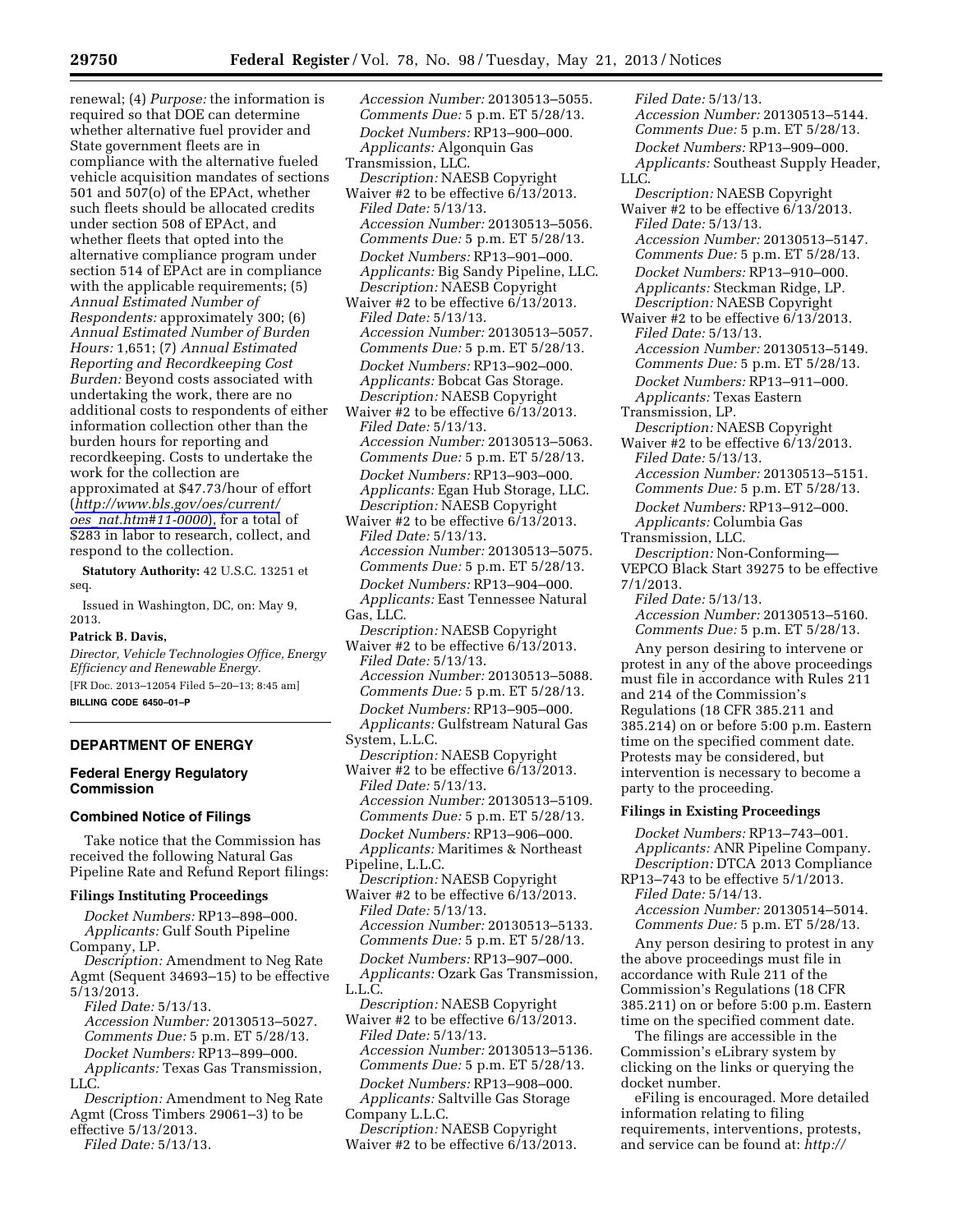renewal; (4) *Purpose:* the information is required so that DOE can determine whether alternative fuel provider and State government fleets are in compliance with the alternative fueled vehicle acquisition mandates of sections 501 and 507(o) of the EPAct, whether such fleets should be allocated credits under section 508 of EPAct, and whether fleets that opted into the alternative compliance program under section 514 of EPAct are in compliance with the applicable requirements; (5) *Annual Estimated Number of Respondents:* approximately 300; (6) *Annual Estimated Number of Burden Hours:* 1,651; (7) *Annual Estimated Reporting and Recordkeeping Cost Burden:* Beyond costs associated with undertaking the work, there are no additional costs to respondents of either information collection other than the burden hours for reporting and recordkeeping. Costs to undertake the work for the collection are approximated at $47.73/hour of effort (*http://www.bls.gov/oes/current/oes_nat.htm#11-0000*), for a total of $283 in labor to research, collect, and respond to the collection.

**Statutory Authority:** 42 U.S.C. 13251 et seq.

Issued in Washington, DC, on: May 9, 2013.

**Patrick B. Davis,**

*Director, Vehicle Technologies Office, Energy Efficiency and Renewable Energy.*

[FR Doc. 2013–12054 Filed 5–20–13; 8:45 am]

**BILLING CODE 6450–01–P**

## DEPARTMENT OF ENERGY

### Federal Energy Regulatory Commission

### Combined Notice of Filings

Take notice that the Commission has received the following Natural Gas Pipeline Rate and Refund Report filings:

#### Filings Instituting Proceedings

*Docket Numbers:* RP13–898–000.
*Applicants:* Gulf South Pipeline Company, LP.
*Description:* Amendment to Neg Rate Agmt (Sequent 34693–15) to be effective 5/13/2013.
*Filed Date:* 5/13/13.
*Accession Number:* 20130513–5027.
*Comments Due:* 5 p.m. ET 5/28/13.

*Docket Numbers:* RP13–899–000.
*Applicants:* Texas Gas Transmission, LLC.
*Description:* Amendment to Neg Rate Agmt (Cross Timbers 29061–3) to be effective 5/13/2013.
*Filed Date:* 5/13/13.
*Accession Number:* 20130513–5055.
*Comments Due:* 5 p.m. ET 5/28/13.

*Docket Numbers:* RP13–900–000.
*Applicants:* Algonquin Gas Transmission, LLC.
*Description:* NAESB Copyright Waiver #2 to be effective 6/13/2013.
*Filed Date:* 5/13/13.
*Accession Number:* 20130513–5056.
*Comments Due:* 5 p.m. ET 5/28/13.

*Docket Numbers:* RP13–901–000.
*Applicants:* Big Sandy Pipeline, LLC.
*Description:* NAESB Copyright Waiver #2 to be effective 6/13/2013.
*Filed Date:* 5/13/13.
*Accession Number:* 20130513–5057.
*Comments Due:* 5 p.m. ET 5/28/13.

*Docket Numbers:* RP13–902–000.
*Applicants:* Bobcat Gas Storage.
*Description:* NAESB Copyright Waiver #2 to be effective 6/13/2013.
*Filed Date:* 5/13/13.
*Accession Number:* 20130513–5063.
*Comments Due:* 5 p.m. ET 5/28/13.

*Docket Numbers:* RP13–903–000.
*Applicants:* Egan Hub Storage, LLC.
*Description:* NAESB Copyright Waiver #2 to be effective 6/13/2013.
*Filed Date:* 5/13/13.
*Accession Number:* 20130513–5075.
*Comments Due:* 5 p.m. ET 5/28/13.

*Docket Numbers:* RP13–904–000.
*Applicants:* East Tennessee Natural Gas, LLC.
*Description:* NAESB Copyright Waiver #2 to be effective 6/13/2013.
*Filed Date:* 5/13/13.
*Accession Number:* 20130513–5088.
*Comments Due:* 5 p.m. ET 5/28/13.

*Docket Numbers:* RP13–905–000.
*Applicants:* Gulfstream Natural Gas System, L.L.C.
*Description:* NAESB Copyright Waiver #2 to be effective 6/13/2013.
*Filed Date:* 5/13/13.
*Accession Number:* 20130513–5109.
*Comments Due:* 5 p.m. ET 5/28/13.

*Docket Numbers:* RP13–906–000.
*Applicants:* Maritimes & Northeast Pipeline, L.L.C.
*Description:* NAESB Copyright Waiver #2 to be effective 6/13/2013.
*Filed Date:* 5/13/13.
*Accession Number:* 20130513–5133.
*Comments Due:* 5 p.m. ET 5/28/13.

*Docket Numbers:* RP13–907–000.
*Applicants:* Ozark Gas Transmission, L.L.C.
*Description:* NAESB Copyright Waiver #2 to be effective 6/13/2013.
*Filed Date:* 5/13/13.
*Accession Number:* 20130513–5136.
*Comments Due:* 5 p.m. ET 5/28/13.

*Docket Numbers:* RP13–908–000.
*Applicants:* Saltville Gas Storage Company L.L.C.
*Description:* NAESB Copyright Waiver #2 to be effective 6/13/2013.
*Filed Date:* 5/13/13.
*Accession Number:* 20130513–5144.
*Comments Due:* 5 p.m. ET 5/28/13.

*Docket Numbers:* RP13–909–000.
*Applicants:* Southeast Supply Header, LLC.
*Description:* NAESB Copyright Waiver #2 to be effective 6/13/2013.
*Filed Date:* 5/13/13.
*Accession Number:* 20130513–5147.
*Comments Due:* 5 p.m. ET 5/28/13.

*Docket Numbers:* RP13–910–000.
*Applicants:* Steckman Ridge, LP.
*Description:* NAESB Copyright Waiver #2 to be effective 6/13/2013.
*Filed Date:* 5/13/13.
*Accession Number:* 20130513–5149.
*Comments Due:* 5 p.m. ET 5/28/13.

*Docket Numbers:* RP13–911–000.
*Applicants:* Texas Eastern Transmission, LP.
*Description:* NAESB Copyright Waiver #2 to be effective 6/13/2013.
*Filed Date:* 5/13/13.
*Accession Number:* 20130513–5151.
*Comments Due:* 5 p.m. ET 5/28/13.

*Docket Numbers:* RP13–912–000.
*Applicants:* Columbia Gas Transmission, LLC.
*Description:* Non-Conforming—VEPCO Black Start 39275 to be effective 7/1/2013.
*Filed Date:* 5/13/13.
*Accession Number:* 20130513–5160.
*Comments Due:* 5 p.m. ET 5/28/13.

Any person desiring to intervene or protest in any of the above proceedings must file in accordance with Rules 211 and 214 of the Commission's Regulations (18 CFR 385.211 and 385.214) on or before 5:00 p.m. Eastern time on the specified comment date. Protests may be considered, but intervention is necessary to become a party to the proceeding.

#### Filings in Existing Proceedings

*Docket Numbers:* RP13–743–001.
*Applicants:* ANR Pipeline Company.
*Description:* DTCA 2013 Compliance RP13–743 to be effective 5/1/2013.
*Filed Date:* 5/14/13.
*Accession Number:* 20130514–5014.
*Comments Due:* 5 p.m. ET 5/28/13.

Any person desiring to protest in any the above proceedings must file in accordance with Rule 211 of the Commission's Regulations (18 CFR 385.211) on or before 5:00 p.m. Eastern time on the specified comment date.

The filings are accessible in the Commission's eLibrary system by clicking on the links or querying the docket number.

eFiling is encouraged. More detailed information relating to filing requirements, interventions, protests, and service can be found at: *http://*